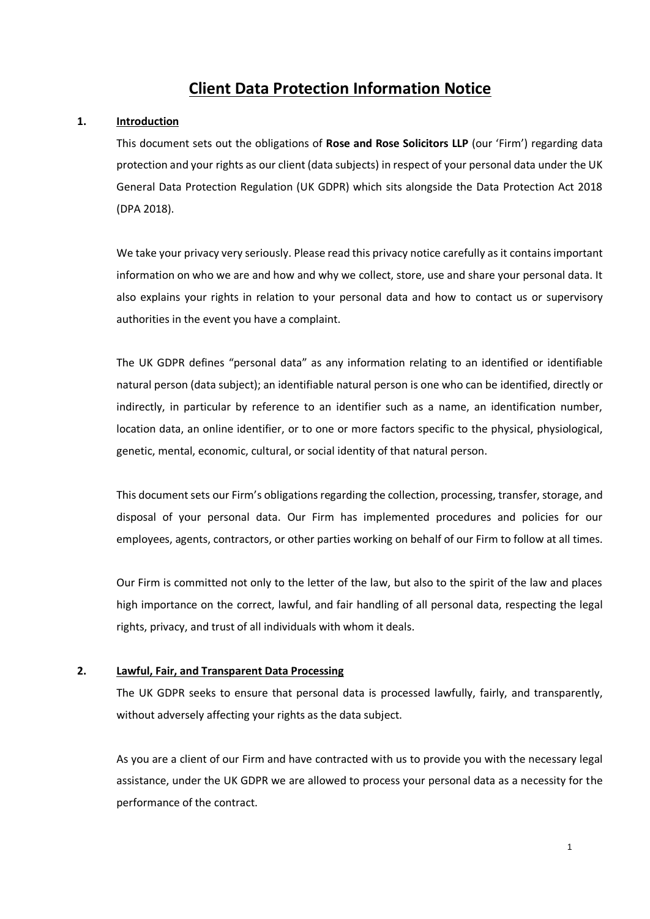# Client Data Protection Information Notice

## 1. Introduction

This document sets out the obligations of **Rose and Rose Solicitors LLP** (our 'Firm') regarding data protection and your rights as our client (data subjects) in respect of your personal data under the UK General Data Protection Regulation (UK GDPR) which sits alongside the Data Protection Act 2018 (DPA 2018).

We take your privacy very seriously. Please read this privacy notice carefully as it contains important information on who we are and how and why we collect, store, use and share your personal data. It also explains your rights in relation to your personal data and how to contact us or supervisory authorities in the event you have a complaint.

The UK GDPR defines "personal data" as any information relating to an identified or identifiable natural person (data subject); an identifiable natural person is one who can be identified, directly or indirectly, in particular by reference to an identifier such as a name, an identification number, location data, an online identifier, or to one or more factors specific to the physical, physiological, genetic, mental, economic, cultural, or social identity of that natural person.

This document sets our Firm's obligations regarding the collection, processing, transfer, storage, and disposal of your personal data. Our Firm has implemented procedures and policies for our employees, agents, contractors, or other parties working on behalf of our Firm to follow at all times.

Our Firm is committed not only to the letter of the law, but also to the spirit of the law and places high importance on the correct, lawful, and fair handling of all personal data, respecting the legal rights, privacy, and trust of all individuals with whom it deals.

## 2. Lawful, Fair, and Transparent Data Processing

The UK GDPR seeks to ensure that personal data is processed lawfully, fairly, and transparently, without adversely affecting your rights as the data subject.

As you are a client of our Firm and have contracted with us to provide you with the necessary legal assistance, under the UK GDPR we are allowed to process your personal data as a necessity for the performance of the contract.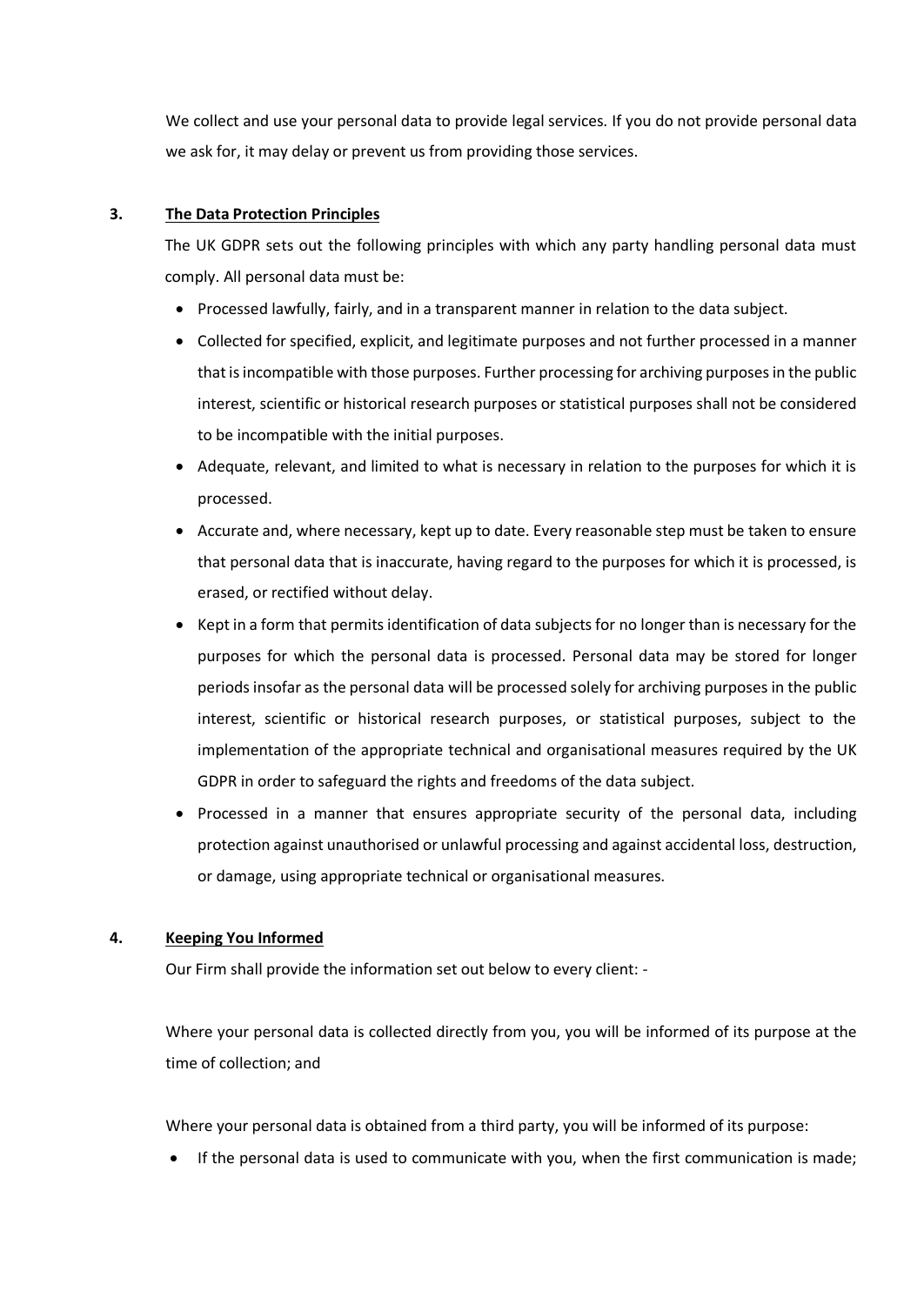We collect and use your personal data to provide legal services. If you do not provide personal data we ask for, it may delay or prevent us from providing those services.

## 3. The Data Protection Principles

The UK GDPR sets out the following principles with which any party handling personal data must comply. All personal data must be:

- Processed lawfully, fairly, and in a transparent manner in relation to the data subject.
- Collected for specified, explicit, and legitimate purposes and not further processed in a manner that is incompatible with those purposes. Further processing for archiving purposes in the public interest, scientific or historical research purposes or statistical purposes shall not be considered to be incompatible with the initial purposes.
- Adequate, relevant, and limited to what is necessary in relation to the purposes for which it is processed.
- Accurate and, where necessary, kept up to date. Every reasonable step must be taken to ensure that personal data that is inaccurate, having regard to the purposes for which it is processed, is erased, or rectified without delay.
- Kept in a form that permits identification of data subjects for no longer than is necessary for the purposes for which the personal data is processed. Personal data may be stored for longer periods insofar as the personal data will be processed solely for archiving purposes in the public interest, scientific or historical research purposes, or statistical purposes, subject to the implementation of the appropriate technical and organisational measures required by the UK GDPR in order to safeguard the rights and freedoms of the data subject.
- Processed in a manner that ensures appropriate security of the personal data, including protection against unauthorised or unlawful processing and against accidental loss, destruction, or damage, using appropriate technical or organisational measures.

## 4. Keeping You Informed

Our Firm shall provide the information set out below to every client: -

Where your personal data is collected directly from you, you will be informed of its purpose at the time of collection; and

Where your personal data is obtained from a third party, you will be informed of its purpose:

- If the personal data is used to communicate with you, when the first communication is made;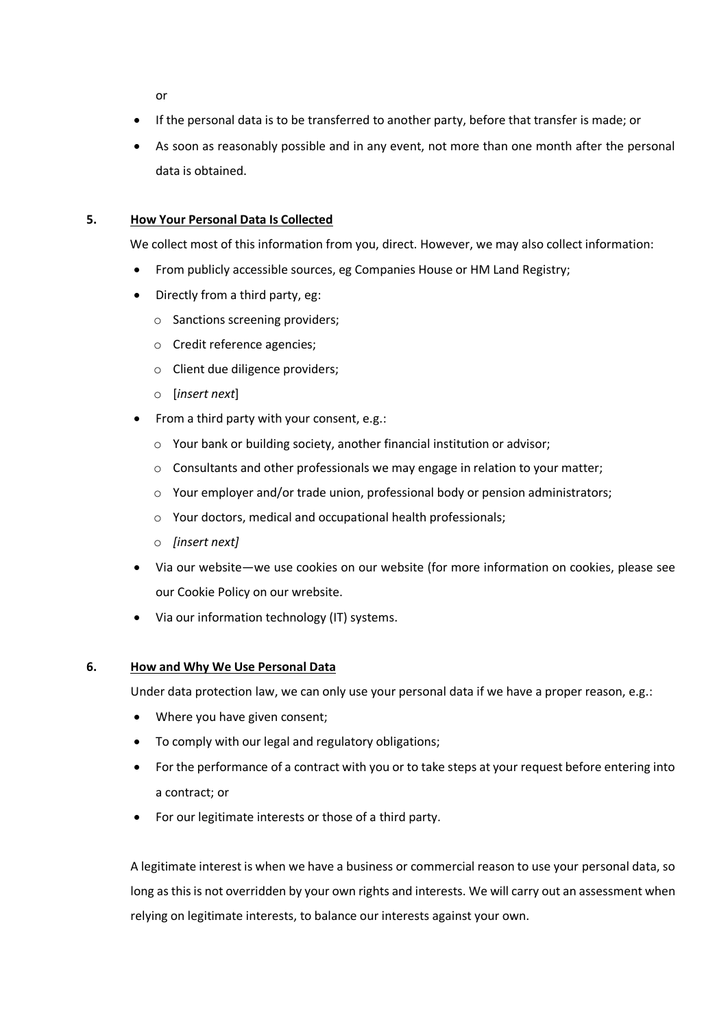or

- If the personal data is to be transferred to another party, before that transfer is made; or
- As soon as reasonably possible and in any event, not more than one month after the personal data is obtained.

## 5. **How Your Personal Data Is Collected**

We collect most of this information from you, direct. However, we may also collect information:

- From publicly accessible sources, eg Companies House or HM Land Registry;
- Directly from a third party, eg:
  - Sanctions screening providers;
  - Credit reference agencies;
  - Client due diligence providers;
  - [*insert next*]
- From a third party with your consent, e.g.:
  - Your bank or building society, another financial institution or advisor;
  - Consultants and other professionals we may engage in relation to your matter;
  - Your employer and/or trade union, professional body or pension administrators;
  - Your doctors, medical and occupational health professionals;
  - *[insert next]*
- Via our website—we use cookies on our website (for more information on cookies, please see our Cookie Policy on our wrebsite.
- Via our information technology (IT) systems.

## 6. **How and Why We Use Personal Data**

Under data protection law, we can only use your personal data if we have a proper reason, e.g.:

- Where you have given consent;
- To comply with our legal and regulatory obligations;
- For the performance of a contract with you or to take steps at your request before entering into a contract; or
- For our legitimate interests or those of a third party.

A legitimate interest is when we have a business or commercial reason to use your personal data, so long as this is not overridden by your own rights and interests. We will carry out an assessment when relying on legitimate interests, to balance our interests against your own.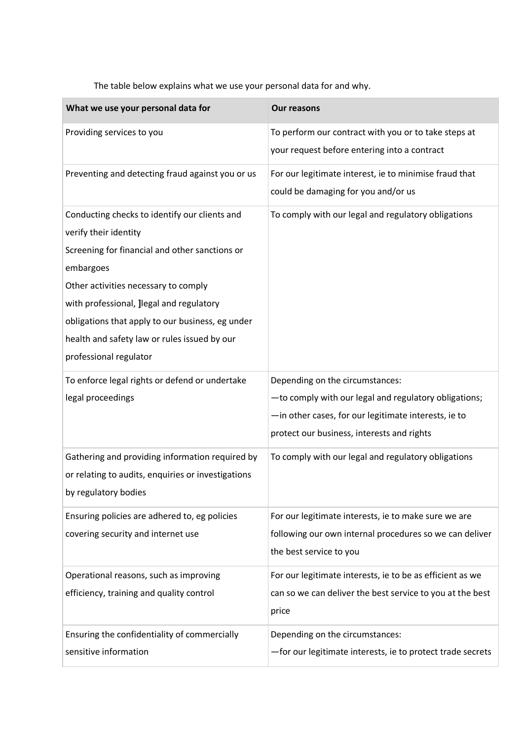The table below explains what we use your personal data for and why.

| What we use your personal data for | Our reasons |
| --- | --- |
| Providing services to you | To perform our contract with you or to take steps at your request before entering into a contract |
| Preventing and detecting fraud against you or us | For our legitimate interest, ie to minimise fraud that could be damaging for you and/or us |
| Conducting checks to identify our clients and verify their identity<br>Screening for financial and other sanctions or embargoes<br>Other activities necessary to comply with professional, ]legal and regulatory obligations that apply to our business, eg under health and safety law or rules issued by our professional regulator | To comply with our legal and regulatory obligations |
| To enforce legal rights or defend or undertake legal proceedings | Depending on the circumstances:<br>—to comply with our legal and regulatory obligations;<br>—in other cases, for our legitimate interests, ie to protect our business, interests and rights |
| Gathering and providing information required by or relating to audits, enquiries or investigations by regulatory bodies | To comply with our legal and regulatory obligations |
| Ensuring policies are adhered to, eg policies covering security and internet use | For our legitimate interests, ie to make sure we are following our own internal procedures so we can deliver the best service to you |
| Operational reasons, such as improving efficiency, training and quality control | For our legitimate interests, ie to be as efficient as we can so we can deliver the best service to you at the best price |
| Ensuring the confidentiality of commercially sensitive information | Depending on the circumstances:<br>—for our legitimate interests, ie to protect trade secrets |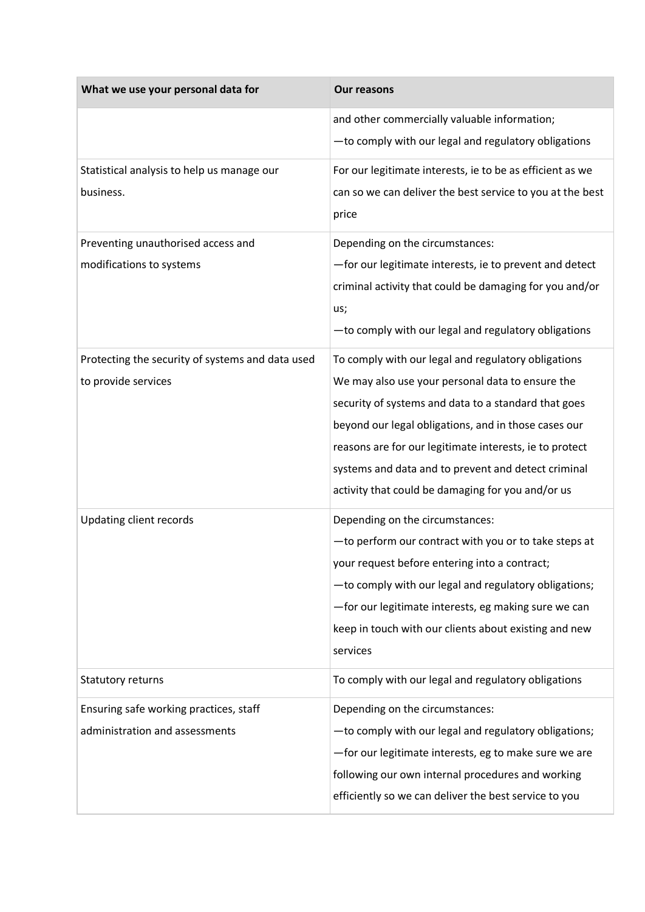| What we use your personal data for | Our reasons |
| --- | --- |
| | and other commercially valuable information;<br>—to comply with our legal and regulatory obligations |
| Statistical analysis to help us manage our business. | For our legitimate interests, ie to be as efficient as we can so we can deliver the best service to you at the best price |
| Preventing unauthorised access and modifications to systems | Depending on the circumstances:<br>—for our legitimate interests, ie to prevent and detect criminal activity that could be damaging for you and/or us;<br>—to comply with our legal and regulatory obligations |
| Protecting the security of systems and data used to provide services | To comply with our legal and regulatory obligations<br>We may also use your personal data to ensure the security of systems and data to a standard that goes beyond our legal obligations, and in those cases our reasons are for our legitimate interests, ie to protect systems and data and to prevent and detect criminal activity that could be damaging for you and/or us |
| Updating client records | Depending on the circumstances:<br>—to perform our contract with you or to take steps at your request before entering into a contract;<br>—to comply with our legal and regulatory obligations;<br>—for our legitimate interests, eg making sure we can keep in touch with our clients about existing and new services |
| Statutory returns | To comply with our legal and regulatory obligations |
| Ensuring safe working practices, staff administration and assessments | Depending on the circumstances:<br>—to comply with our legal and regulatory obligations;<br>—for our legitimate interests, eg to make sure we are following our own internal procedures and working efficiently so we can deliver the best service to you |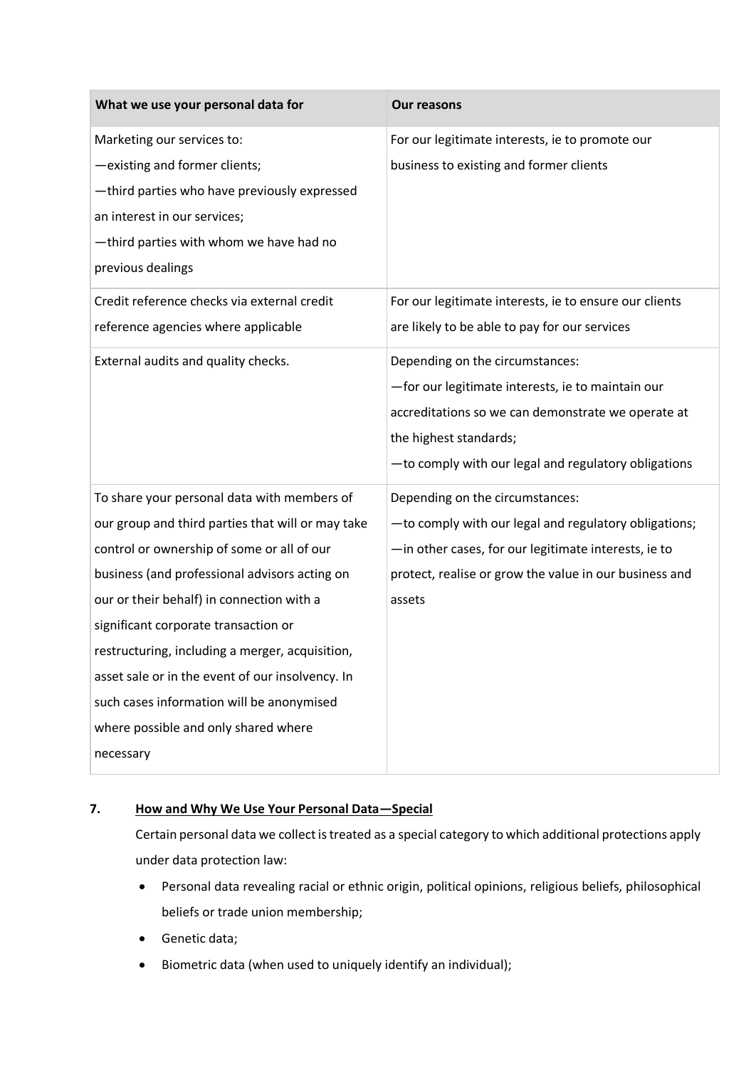| What we use your personal data for | Our reasons |
|---|---|
| Marketing our services to:<br>—existing and former clients;<br>—third parties who have previously expressed an interest in our services;<br>—third parties with whom we have had no previous dealings | For our legitimate interests, ie to promote our business to existing and former clients |
| Credit reference checks via external credit reference agencies where applicable | For our legitimate interests, ie to ensure our clients are likely to be able to pay for our services |
| External audits and quality checks. | Depending on the circumstances:<br>—for our legitimate interests, ie to maintain our accreditations so we can demonstrate we operate at the highest standards;<br>—to comply with our legal and regulatory obligations |
| To share your personal data with members of our group and third parties that will or may take control or ownership of some or all of our business (and professional advisors acting on our or their behalf) in connection with a significant corporate transaction or restructuring, including a merger, acquisition, asset sale or in the event of our insolvency. In such cases information will be anonymised where possible and only shared where necessary | Depending on the circumstances:<br>—to comply with our legal and regulatory obligations;<br>—in other cases, for our legitimate interests, ie to protect, realise or grow the value in our business and assets |

## 7. How and Why We Use Your Personal Data—Special

Certain personal data we collect is treated as a special category to which additional protections apply under data protection law:

- Personal data revealing racial or ethnic origin, political opinions, religious beliefs, philosophical beliefs or trade union membership;
- Genetic data;
- Biometric data (when used to uniquely identify an individual);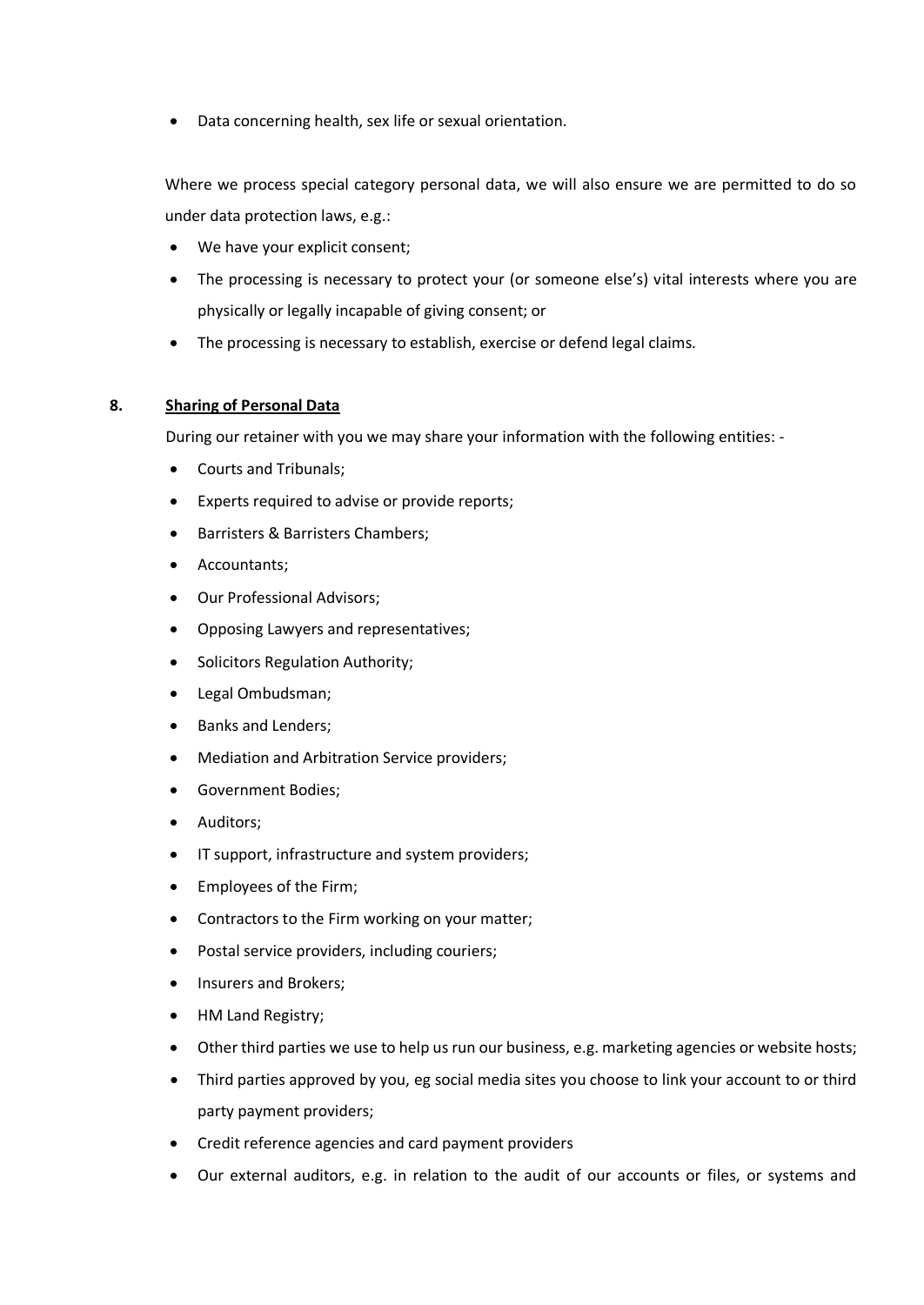- Data concerning health, sex life or sexual orientation.

Where we process special category personal data, we will also ensure we are permitted to do so under data protection laws, e.g.:

- We have your explicit consent;
- The processing is necessary to protect your (or someone else's) vital interests where you are physically or legally incapable of giving consent; or
- The processing is necessary to establish, exercise or defend legal claims.

## 8. Sharing of Personal Data

During our retainer with you we may share your information with the following entities: -

- Courts and Tribunals;
- Experts required to advise or provide reports;
- Barristers & Barristers Chambers;
- Accountants;
- Our Professional Advisors;
- Opposing Lawyers and representatives;
- Solicitors Regulation Authority;
- Legal Ombudsman;
- Banks and Lenders;
- Mediation and Arbitration Service providers;
- Government Bodies;
- Auditors;
- IT support, infrastructure and system providers;
- Employees of the Firm;
- Contractors to the Firm working on your matter;
- Postal service providers, including couriers;
- Insurers and Brokers;
- HM Land Registry;
- Other third parties we use to help us run our business, e.g. marketing agencies or website hosts;
- Third parties approved by you, eg social media sites you choose to link your account to or third party payment providers;
- Credit reference agencies and card payment providers
- Our external auditors, e.g. in relation to the audit of our accounts or files, or systems and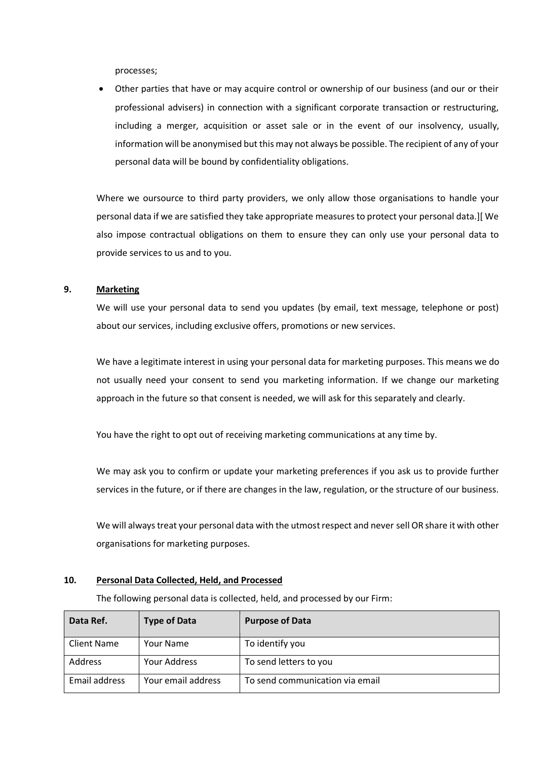processes;

- Other parties that have or may acquire control or ownership of our business (and our or their professional advisers) in connection with a significant corporate transaction or restructuring, including a merger, acquisition or asset sale or in the event of our insolvency, usually, information will be anonymised but this may not always be possible. The recipient of any of your personal data will be bound by confidentiality obligations.

Where we oursource to third party providers, we only allow those organisations to handle your personal data if we are satisfied they take appropriate measures to protect your personal data.][ We also impose contractual obligations on them to ensure they can only use your personal data to provide services to us and to you.

## 9. <u>Marketing</u>

We will use your personal data to send you updates (by email, text message, telephone or post) about our services, including exclusive offers, promotions or new services.

We have a legitimate interest in using your personal data for marketing purposes. This means we do not usually need your consent to send you marketing information. If we change our marketing approach in the future so that consent is needed, we will ask for this separately and clearly.

You have the right to opt out of receiving marketing communications at any time by.

We may ask you to confirm or update your marketing preferences if you ask us to provide further services in the future, or if there are changes in the law, regulation, or the structure of our business.

We will always treat your personal data with the utmost respect and never sell OR share it with other organisations for marketing purposes.

## 10. <u>Personal Data Collected, Held, and Processed</u>

The following personal data is collected, held, and processed by our Firm:

| Data Ref. | Type of Data | Purpose of Data |
|---|---|---|
| Client Name | Your Name | To identify you |
| Address | Your Address | To send letters to you |
| Email address | Your email address | To send communication via email |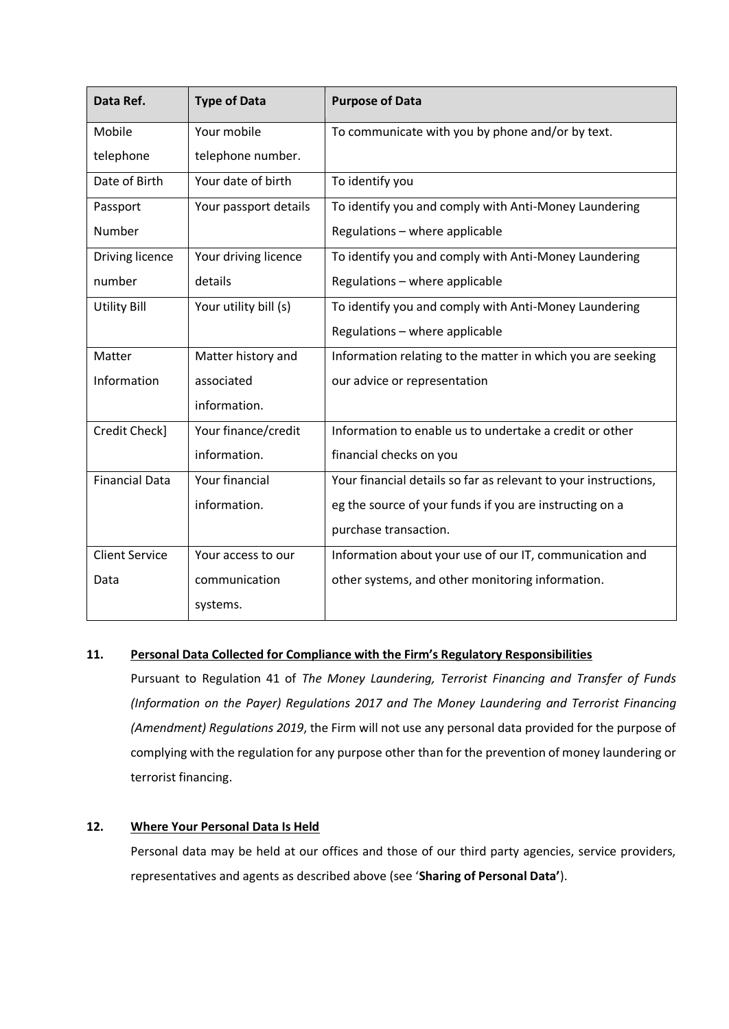| Data Ref. | Type of Data | Purpose of Data |
|---|---|---|
| Mobile telephone | Your mobile telephone number. | To communicate with you by phone and/or by text. |
| Date of Birth | Your date of birth | To identify you |
| Passport Number | Your passport details | To identify you and comply with Anti-Money Laundering Regulations – where applicable |
| Driving licence number | Your driving licence details | To identify you and comply with Anti-Money Laundering Regulations – where applicable |
| Utility Bill | Your utility bill (s) | To identify you and comply with Anti-Money Laundering Regulations – where applicable |
| Matter Information | Matter history and associated information. | Information relating to the matter in which you are seeking our advice or representation |
| Credit Check] | Your finance/credit information. | Information to enable us to undertake a credit or other financial checks on you |
| Financial Data | Your financial information. | Your financial details so far as relevant to your instructions, eg the source of your funds if you are instructing on a purchase transaction. |
| Client Service Data | Your access to our communication systems. | Information about your use of our IT, communication and other systems, and other monitoring information. |

## 11. Personal Data Collected for Compliance with the Firm's Regulatory Responsibilities

Pursuant to Regulation 41 of *The Money Laundering, Terrorist Financing and Transfer of Funds (Information on the Payer) Regulations 2017 and The Money Laundering and Terrorist Financing (Amendment) Regulations 2019*, the Firm will not use any personal data provided for the purpose of complying with the regulation for any purpose other than for the prevention of money laundering or terrorist financing.

## 12. Where Your Personal Data Is Held

Personal data may be held at our offices and those of our third party agencies, service providers, representatives and agents as described above (see '**Sharing of Personal Data'**).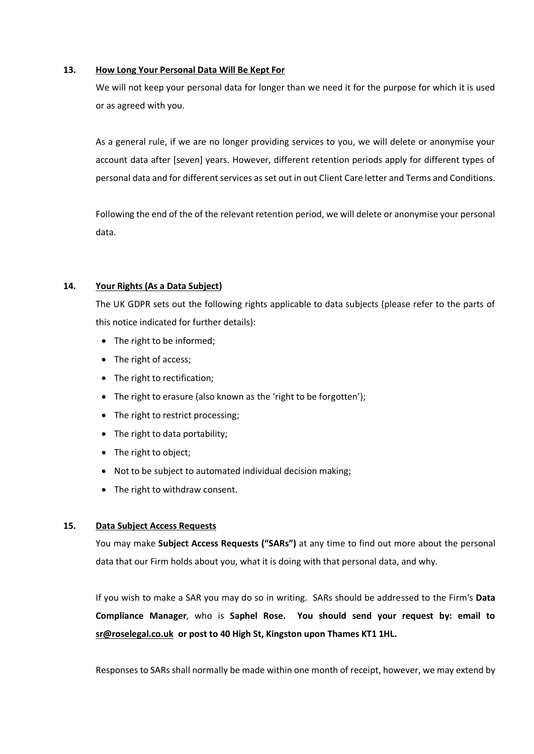### 13. How Long Your Personal Data Will Be Kept For

We will not keep your personal data for longer than we need it for the purpose for which it is used or as agreed with you.

As a general rule, if we are no longer providing services to you, we will delete or anonymise your account data after [seven] years. However, different retention periods apply for different types of personal data and for different services as set out in out Client Care letter and Terms and Conditions.

Following the end of the of the relevant retention period, we will delete or anonymise your personal data.

### 14. Your Rights (As a Data Subject)

The UK GDPR sets out the following rights applicable to data subjects (please refer to the parts of this notice indicated for further details):

- The right to be informed;
- The right of access;
- The right to rectification;
- The right to erasure (also known as the 'right to be forgotten');
- The right to restrict processing;
- The right to data portability;
- The right to object;
- Not to be subject to automated individual decision making;
- The right to withdraw consent.

### 15. Data Subject Access Requests

You may make **Subject Access Requests ("SARs")** at any time to find out more about the personal data that our Firm holds about you, what it is doing with that personal data, and why.

If you wish to make a SAR you may do so in writing. SARs should be addressed to the Firm's **Data Compliance Manager**, who is **Saphel Rose. You should send your request by: email to sr@roselegal.co.uk or post to 40 High St, Kingston upon Thames KT1 1HL.**

Responses to SARs shall normally be made within one month of receipt, however, we may extend by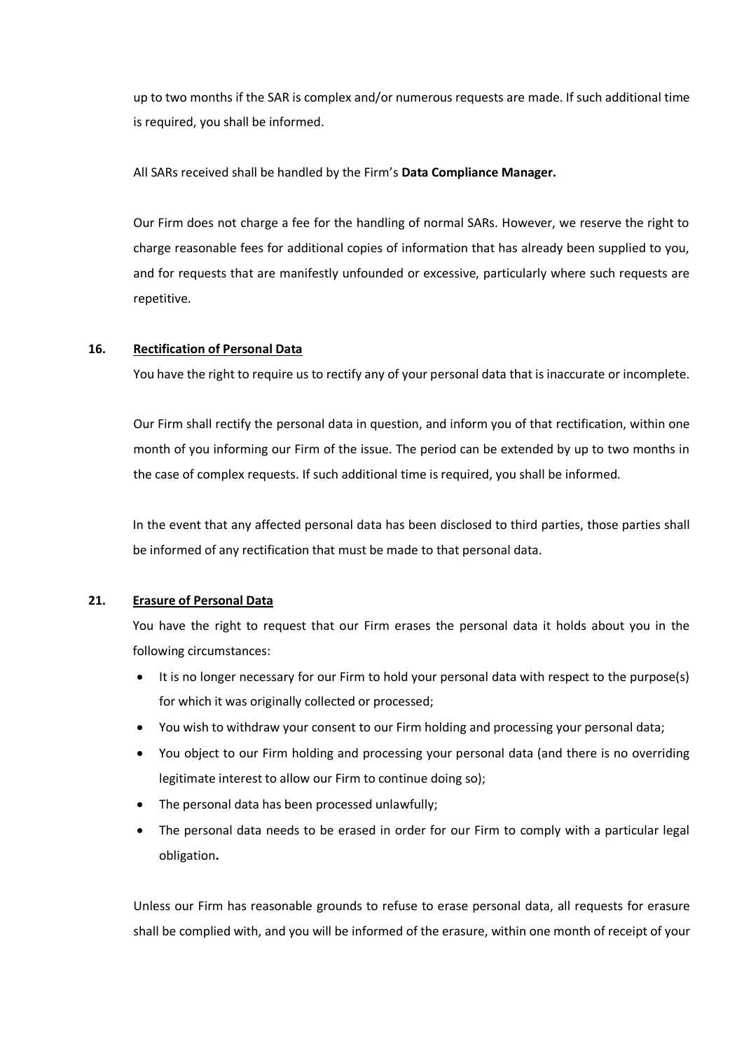up to two months if the SAR is complex and/or numerous requests are made. If such additional time is required, you shall be informed.

All SARs received shall be handled by the Firm's **Data Compliance Manager.**

Our Firm does not charge a fee for the handling of normal SARs. However, we reserve the right to charge reasonable fees for additional copies of information that has already been supplied to you, and for requests that are manifestly unfounded or excessive, particularly where such requests are repetitive.

## 16. Rectification of Personal Data

You have the right to require us to rectify any of your personal data that is inaccurate or incomplete.

Our Firm shall rectify the personal data in question, and inform you of that rectification, within one month of you informing our Firm of the issue. The period can be extended by up to two months in the case of complex requests. If such additional time is required, you shall be informed.

In the event that any affected personal data has been disclosed to third parties, those parties shall be informed of any rectification that must be made to that personal data.

## 21. Erasure of Personal Data

You have the right to request that our Firm erases the personal data it holds about you in the following circumstances:

- It is no longer necessary for our Firm to hold your personal data with respect to the purpose(s) for which it was originally collected or processed;
- You wish to withdraw your consent to our Firm holding and processing your personal data;
- You object to our Firm holding and processing your personal data (and there is no overriding legitimate interest to allow our Firm to continue doing so);
- The personal data has been processed unlawfully;
- The personal data needs to be erased in order for our Firm to comply with a particular legal obligation.

Unless our Firm has reasonable grounds to refuse to erase personal data, all requests for erasure shall be complied with, and you will be informed of the erasure, within one month of receipt of your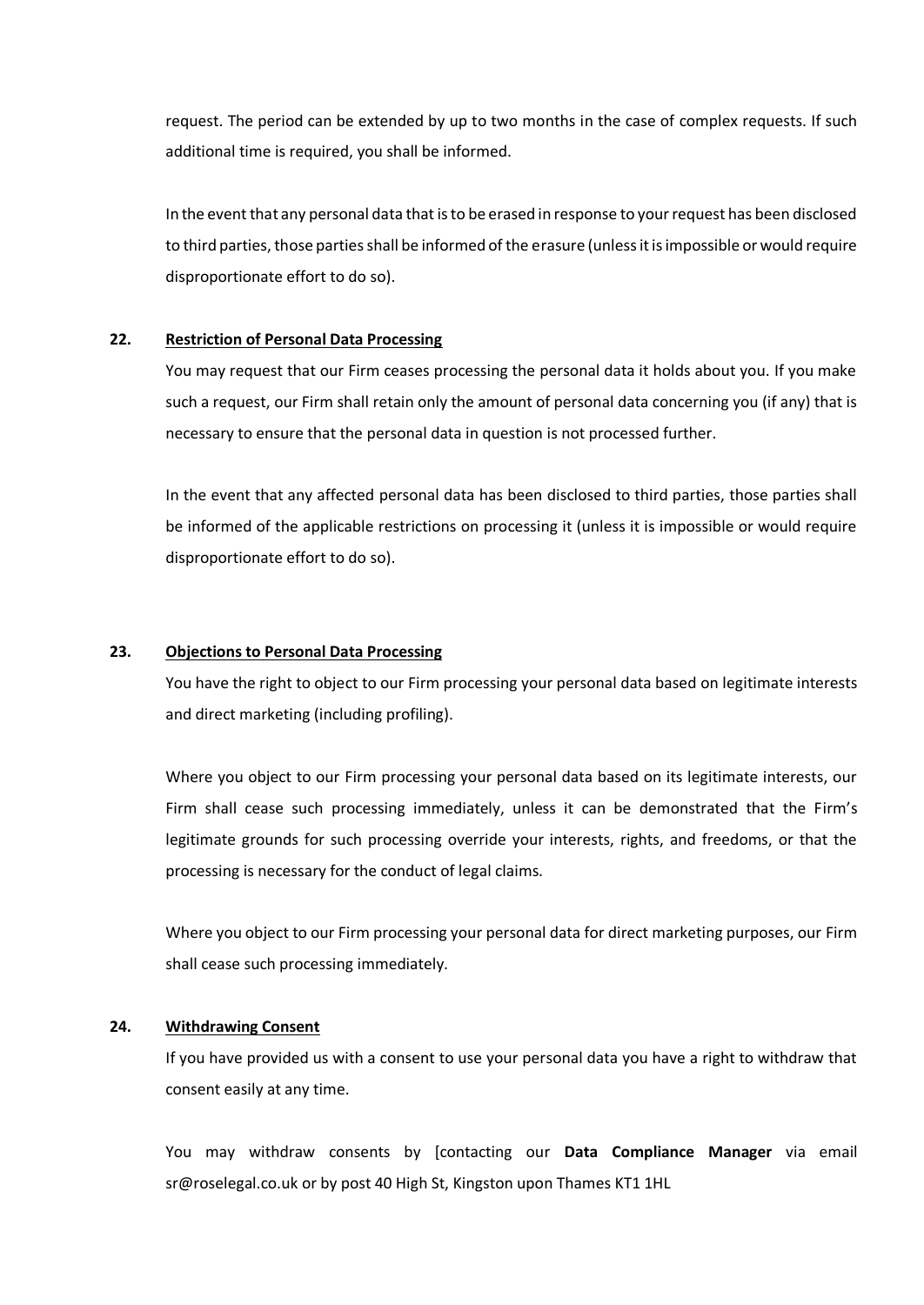request. The period can be extended by up to two months in the case of complex requests. If such additional time is required, you shall be informed.

In the event that any personal data that is to be erased in response to your request has been disclosed to third parties, those parties shall be informed of the erasure (unless it is impossible or would require disproportionate effort to do so).

## 22. Restriction of Personal Data Processing

You may request that our Firm ceases processing the personal data it holds about you. If you make such a request, our Firm shall retain only the amount of personal data concerning you (if any) that is necessary to ensure that the personal data in question is not processed further.

In the event that any affected personal data has been disclosed to third parties, those parties shall be informed of the applicable restrictions on processing it (unless it is impossible or would require disproportionate effort to do so).

## 23. Objections to Personal Data Processing

You have the right to object to our Firm processing your personal data based on legitimate interests and direct marketing (including profiling).

Where you object to our Firm processing your personal data based on its legitimate interests, our Firm shall cease such processing immediately, unless it can be demonstrated that the Firm's legitimate grounds for such processing override your interests, rights, and freedoms, or that the processing is necessary for the conduct of legal claims.

Where you object to our Firm processing your personal data for direct marketing purposes, our Firm shall cease such processing immediately.

## 24. Withdrawing Consent

If you have provided us with a consent to use your personal data you have a right to withdraw that consent easily at any time.

You may withdraw consents by [contacting our **Data Compliance Manager** via email sr@roselegal.co.uk or by post 40 High St, Kingston upon Thames KT1 1HL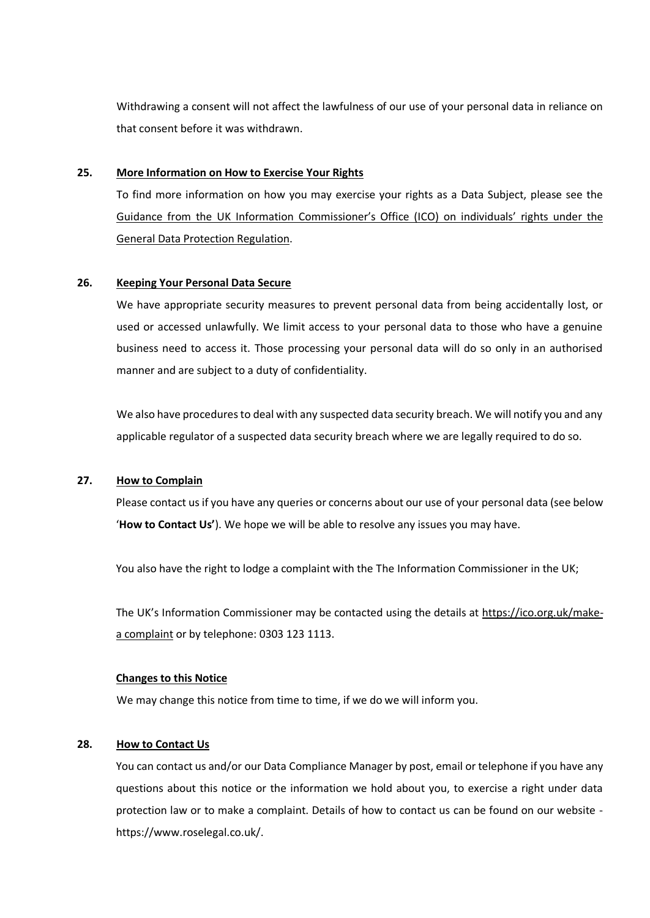Withdrawing a consent will not affect the lawfulness of our use of your personal data in reliance on that consent before it was withdrawn.

## 25. More Information on How to Exercise Your Rights

To find more information on how you may exercise your rights as a Data Subject, please see the Guidance from the UK Information Commissioner's Office (ICO) on individuals' rights under the General Data Protection Regulation.

## 26. Keeping Your Personal Data Secure

We have appropriate security measures to prevent personal data from being accidentally lost, or used or accessed unlawfully. We limit access to your personal data to those who have a genuine business need to access it. Those processing your personal data will do so only in an authorised manner and are subject to a duty of confidentiality.

We also have procedures to deal with any suspected data security breach. We will notify you and any applicable regulator of a suspected data security breach where we are legally required to do so.

## 27. How to Complain

Please contact us if you have any queries or concerns about our use of your personal data (see below '**How to Contact Us'**). We hope we will be able to resolve any issues you may have.

You also have the right to lodge a complaint with the The Information Commissioner in the UK;

The UK's Information Commissioner may be contacted using the details at https://ico.org.uk/make-a complaint or by telephone: 0303 123 1113.

### Changes to this Notice

We may change this notice from time to time, if we do we will inform you.

## 28. How to Contact Us

You can contact us and/or our Data Compliance Manager by post, email or telephone if you have any questions about this notice or the information we hold about you, to exercise a right under data protection law or to make a complaint. Details of how to contact us can be found on our website - https://www.roselegal.co.uk/.